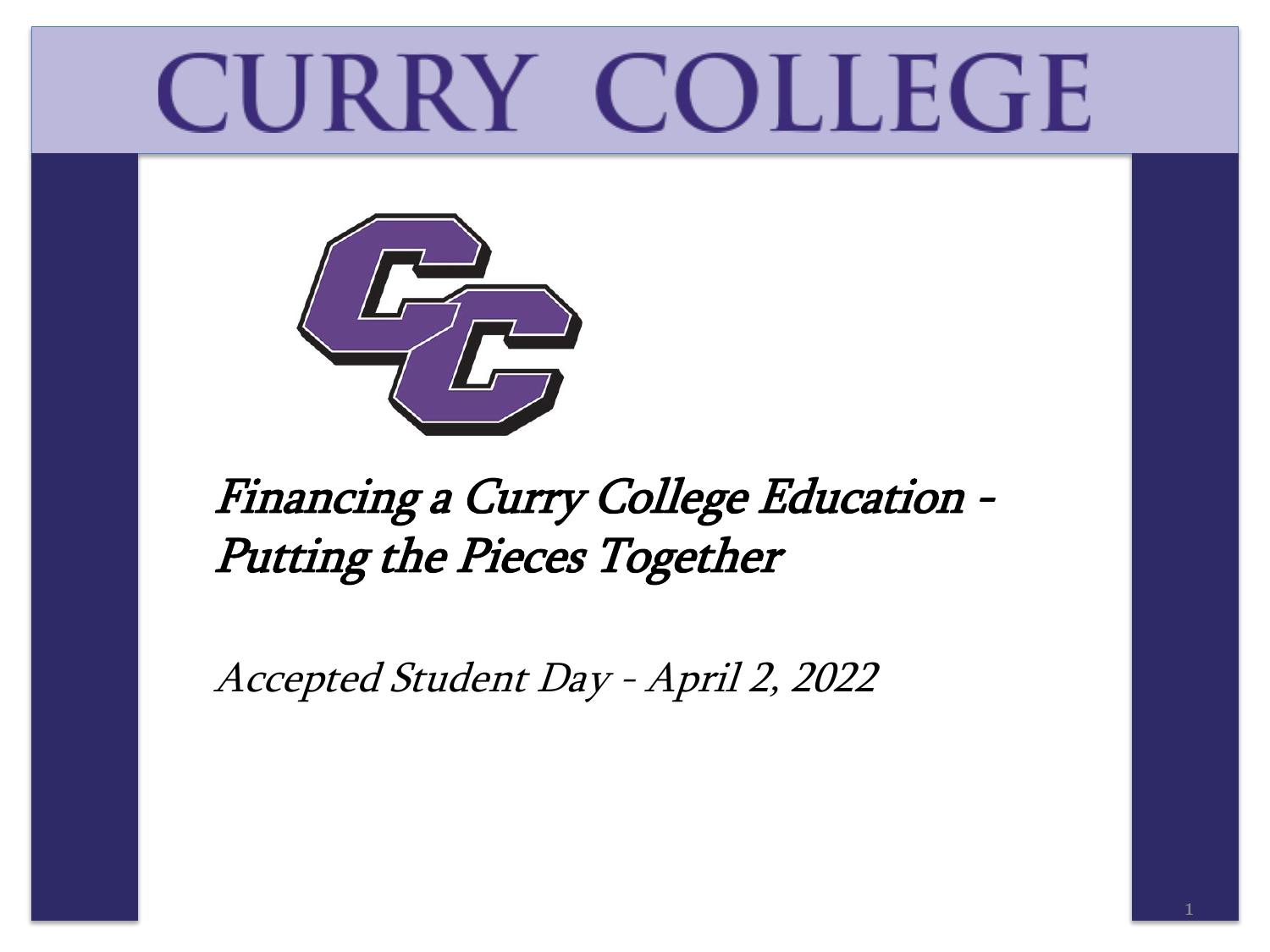# CURRY COLLEGE

## *Financing a Curry College Education – Putting the Pieces Together*

*Accepted Student Day - April 2, 2022*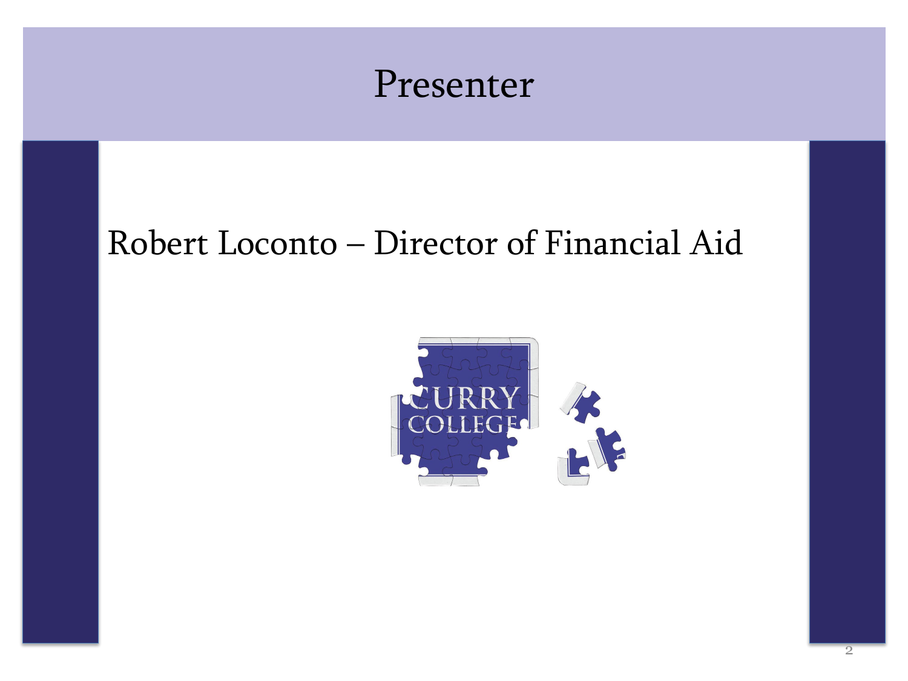# Presenter

Robert Loconto – Director of Financial Aid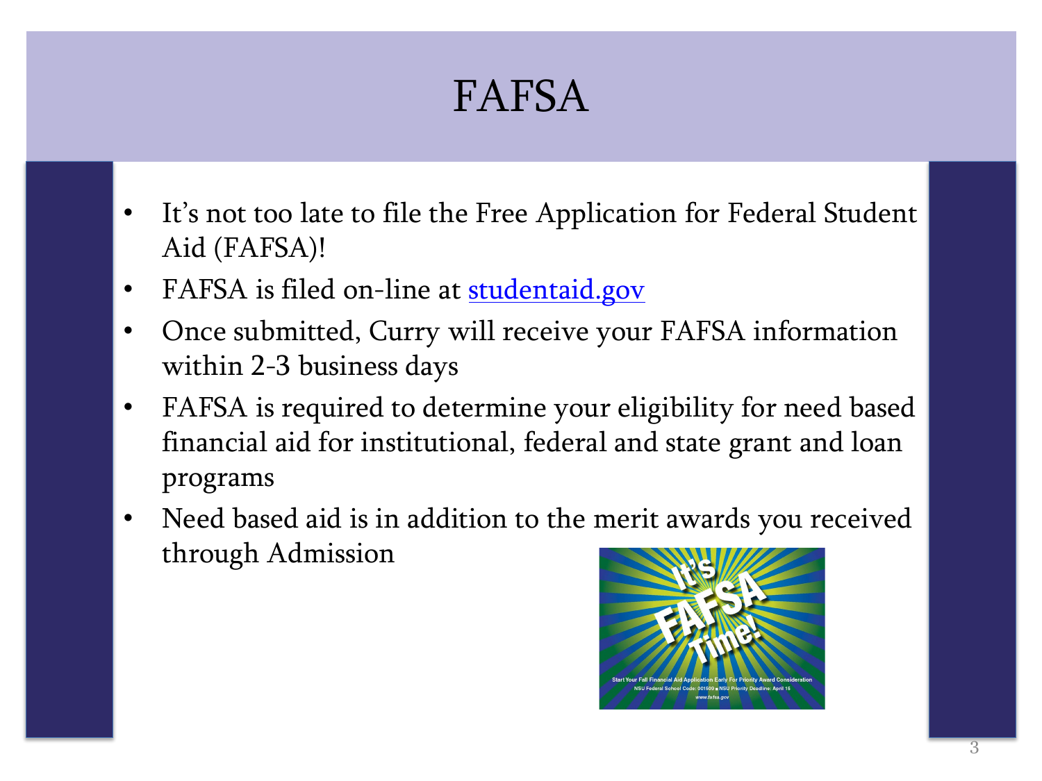# FAFSA

- It's not too late to file the Free Application for Federal Student Aid (FAFSA)!
- FAFSA is filed on-line at [studentaid.gov](https://studentaid.gov)
- Once submitted, Curry will receive your FAFSA information within 2-3 business days
- FAFSA is required to determine your eligibility for need based financial aid for institutional, federal and state grant and loan programs
- Need based aid is in addition to the merit awards you received through Admission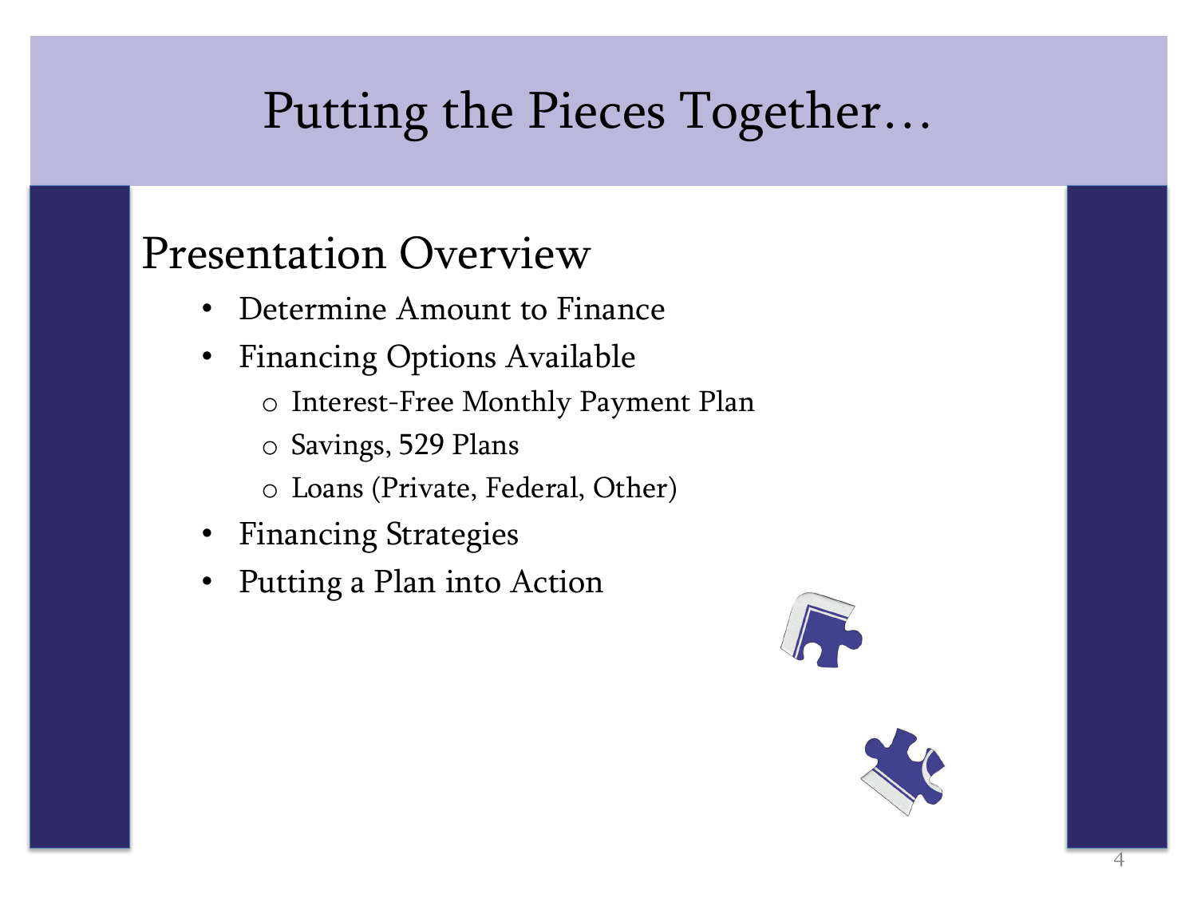# Putting the Pieces Together…

## Presentation Overview

- Determine Amount to Finance
- Financing Options Available
  - Interest-Free Monthly Payment Plan
  - Savings, 529 Plans
  - Loans (Private, Federal, Other)
- Financing Strategies
- Putting a Plan into Action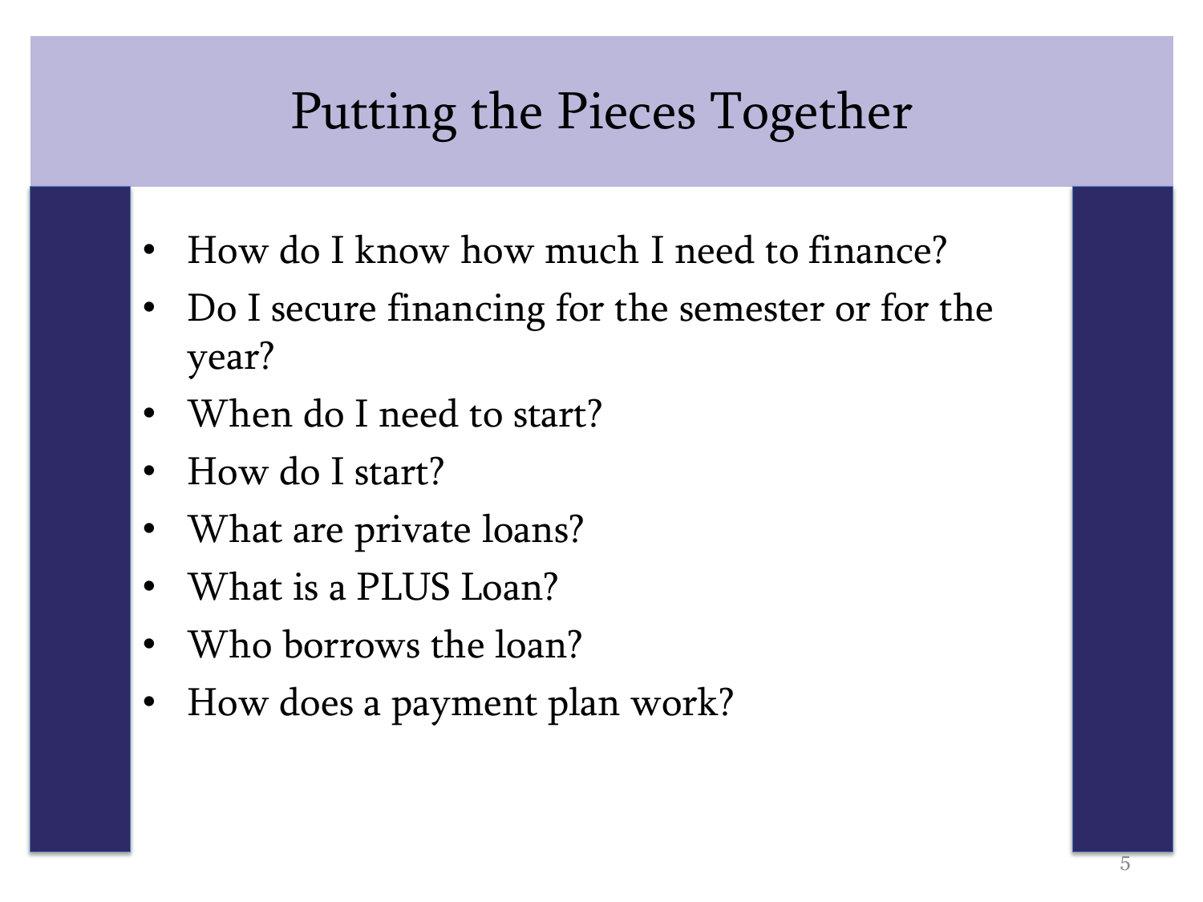# Putting the Pieces Together

- How do I know how much I need to finance?
- Do I secure financing for the semester or for the year?
- When do I need to start?
- How do I start?
- What are private loans?
- What is a PLUS Loan?
- Who borrows the loan?
- How does a payment plan work?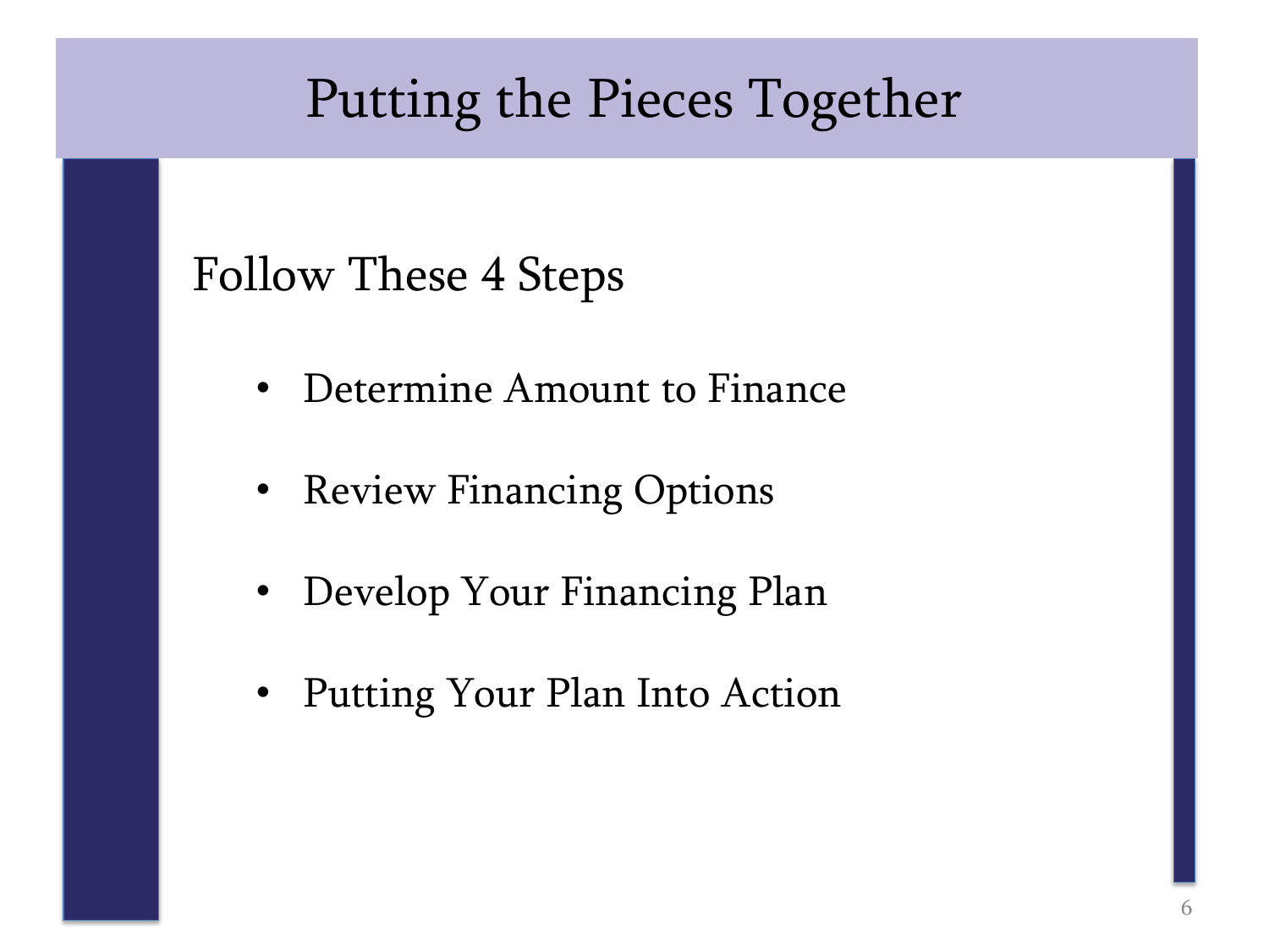# Putting the Pieces Together

## Follow These 4 Steps

- Determine Amount to Finance
- Review Financing Options
- Develop Your Financing Plan
- Putting Your Plan Into Action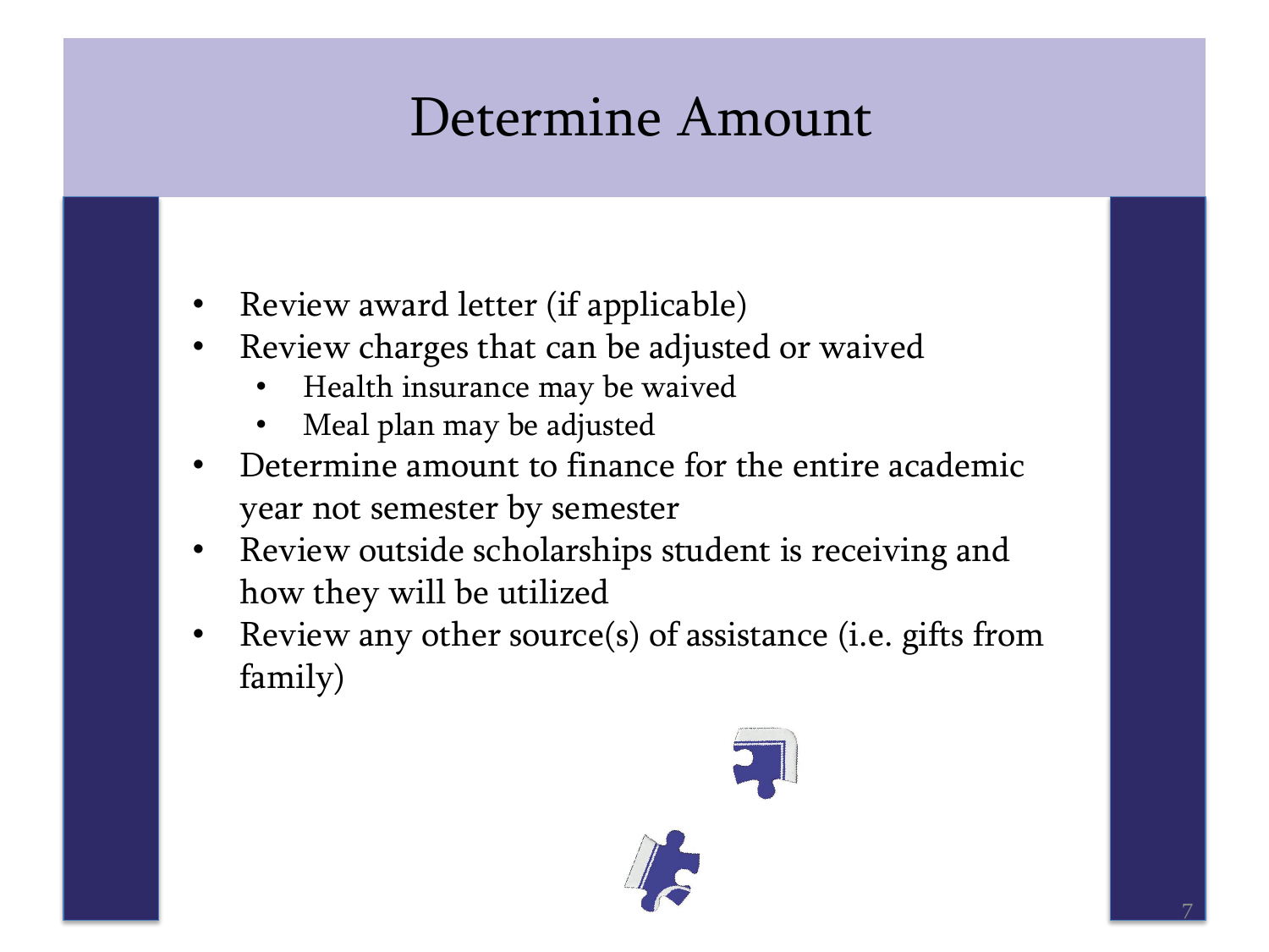# Determine Amount

- Review award letter (if applicable)
- Review charges that can be adjusted or waived
  - Health insurance may be waived
  - Meal plan may be adjusted
- Determine amount to finance for the entire academic year not semester by semester
- Review outside scholarships student is receiving and how they will be utilized
- Review any other source(s) of assistance (i.e. gifts from family)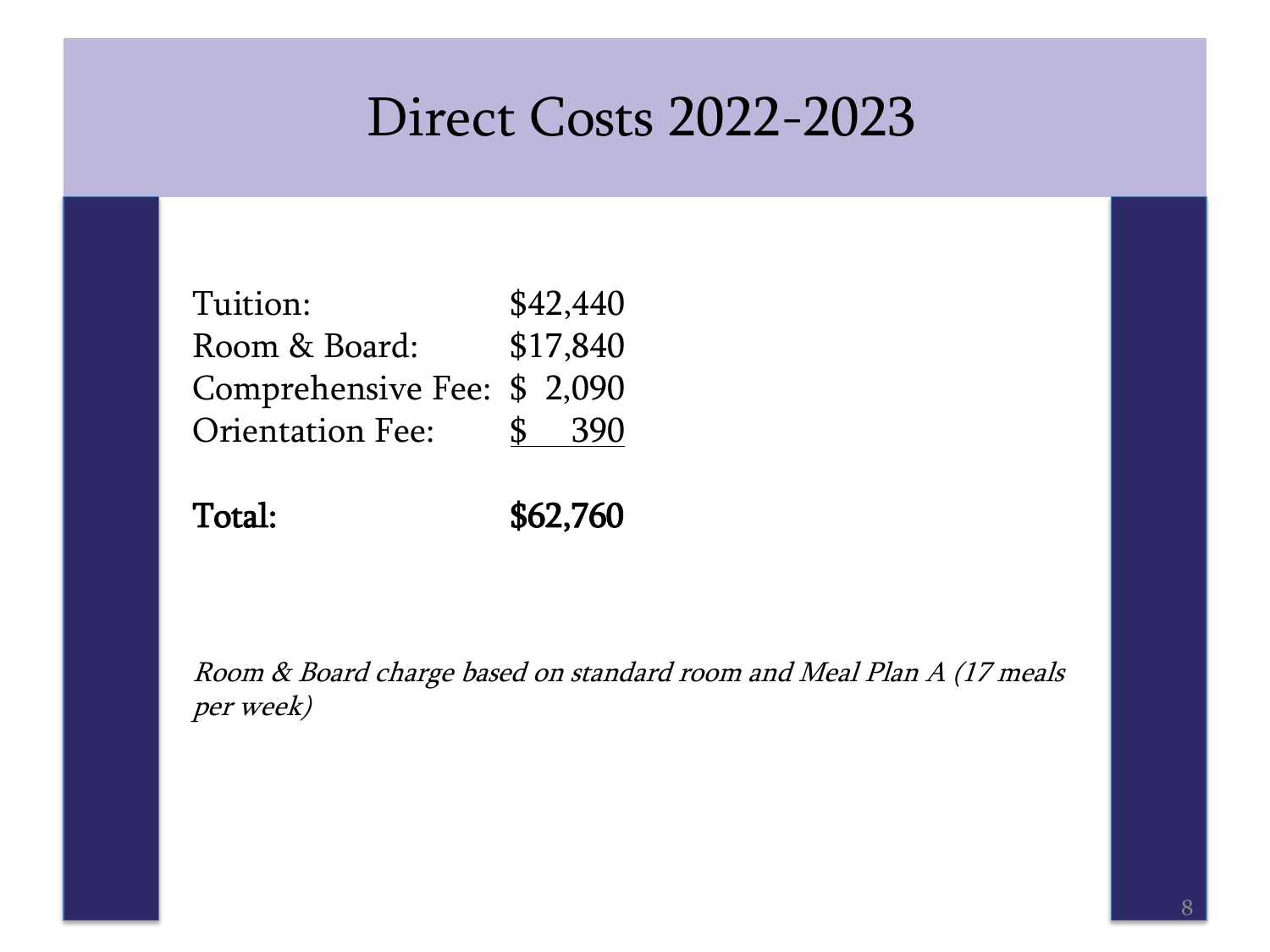# Direct Costs 2022-2023

| | |
|---|---|
| Tuition: | \$42,440 |
| Room & Board: | \$17,840 |
| Comprehensive Fee: | \$ 2,090 |
| Orientation Fee: | \$ 390 |
| **Total:** | **\$62,760** |

*Room & Board charge based on standard room and Meal Plan A (17 meals per week)*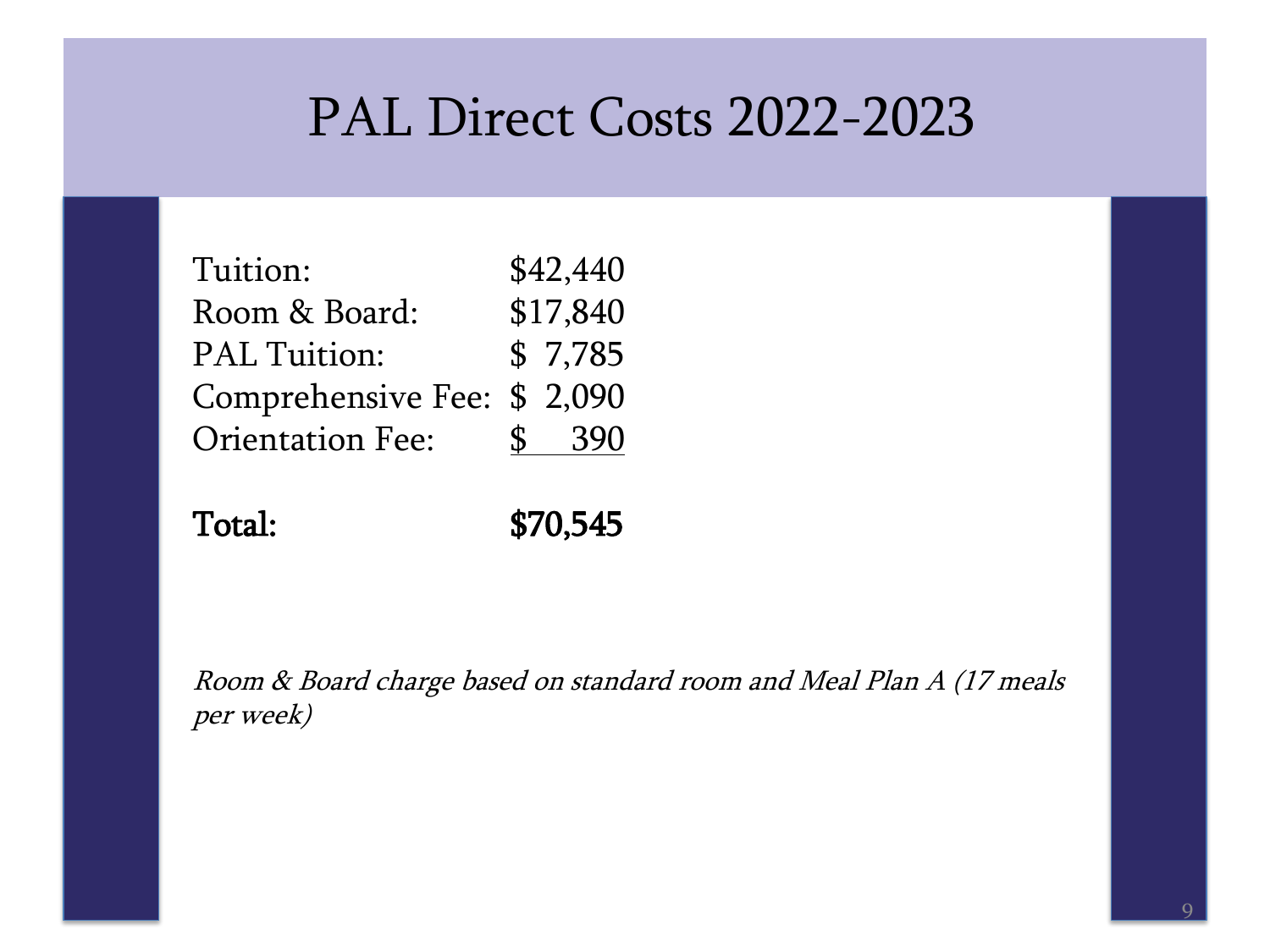# PAL Direct Costs 2022-2023

| | |
|---|---|
| Tuition: | $42,440 |
| Room & Board: | $17,840 |
| PAL Tuition: | $ 7,785 |
| Comprehensive Fee: | $ 2,090 |
| Orientation Fee: | $ 390 |
| **Total:** | **$70,545** |

*Room & Board charge based on standard room and Meal Plan A (17 meals per week)*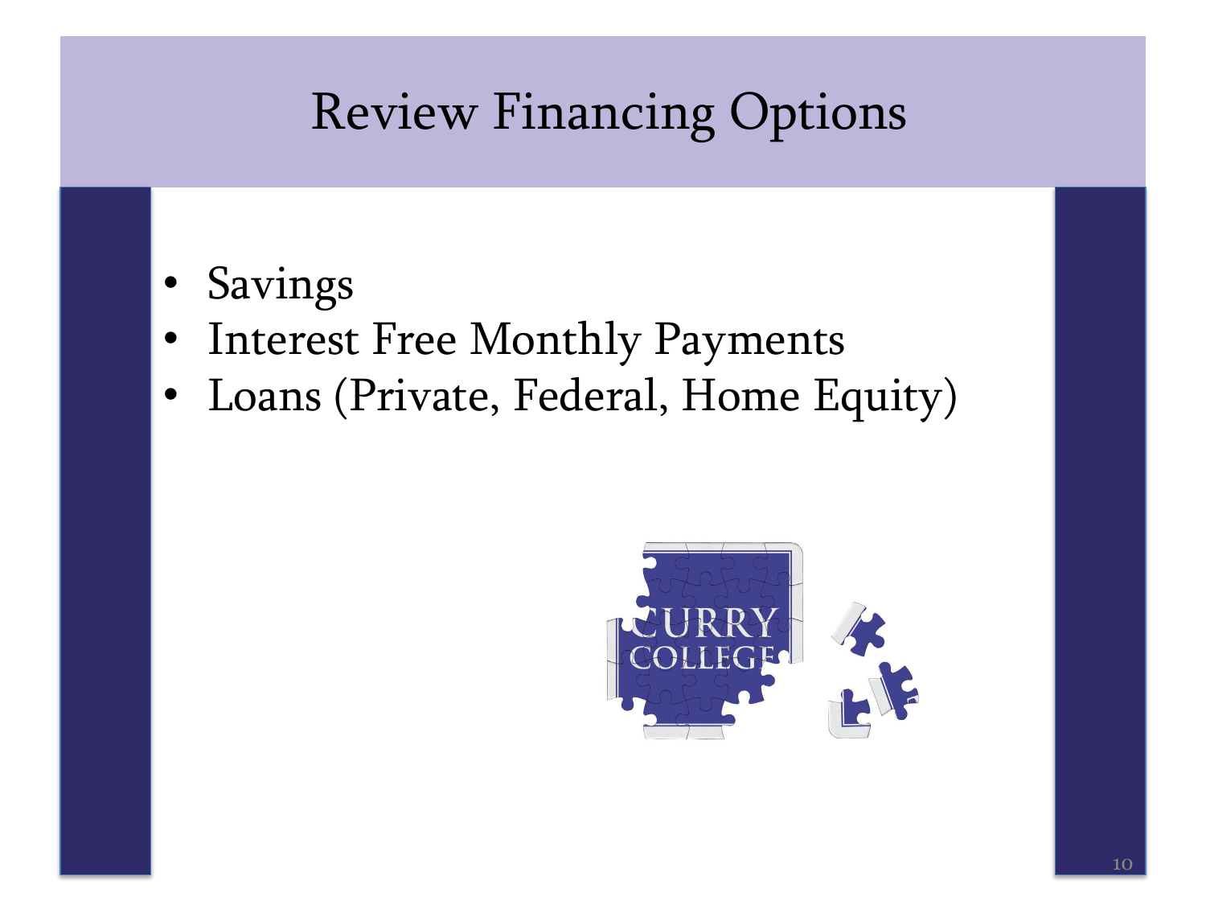# Review Financing Options

- Savings
- Interest Free Monthly Payments
- Loans (Private, Federal, Home Equity)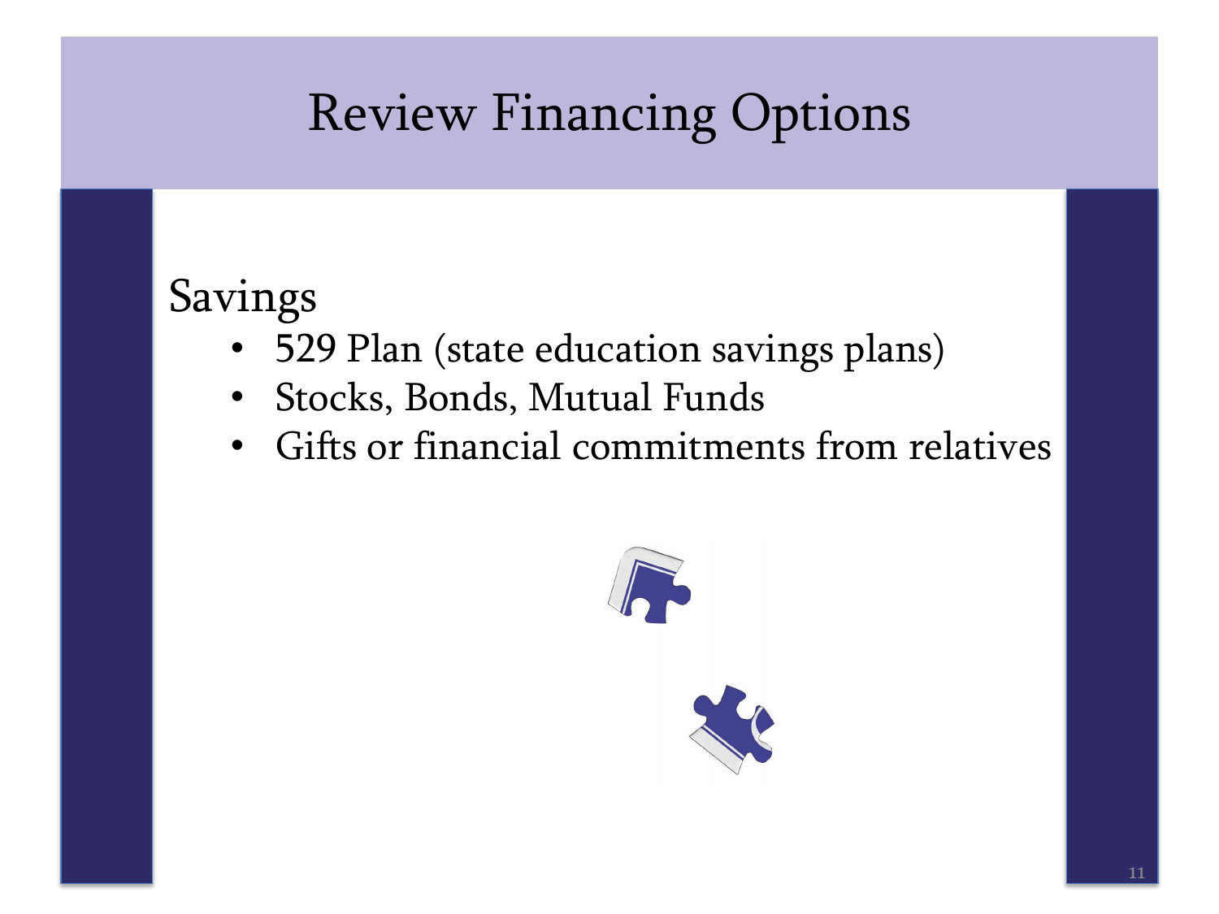# Review Financing Options

Savings

- 529 Plan (state education savings plans)
- Stocks, Bonds, Mutual Funds
- Gifts or financial commitments from relatives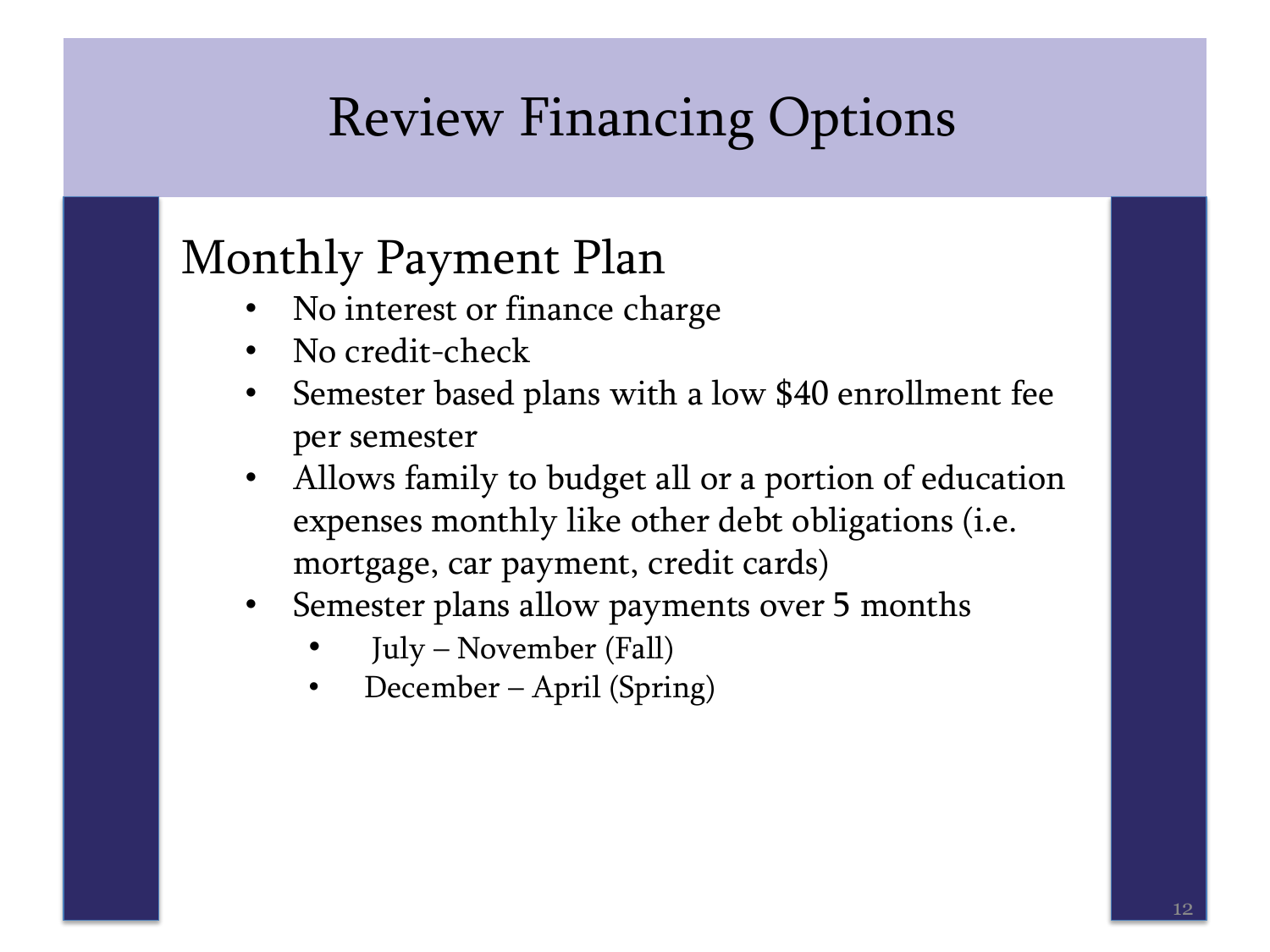# Review Financing Options

## Monthly Payment Plan

- No interest or finance charge
- No credit-check
- Semester based plans with a low $40 enrollment fee per semester
- Allows family to budget all or a portion of education expenses monthly like other debt obligations (i.e. mortgage, car payment, credit cards)
- Semester plans allow payments over 5 months
  - July – November (Fall)
  - December – April (Spring)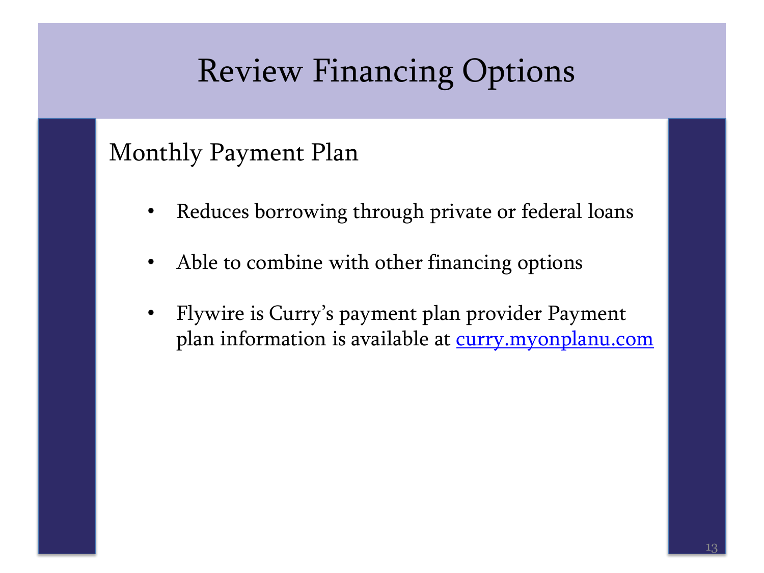# Review Financing Options

## Monthly Payment Plan

- Reduces borrowing through private or federal loans
- Able to combine with other financing options
- Flywire is Curry's payment plan provider Payment plan information is available at [curry.myonplanu.com](http://curry.myonplanu.com)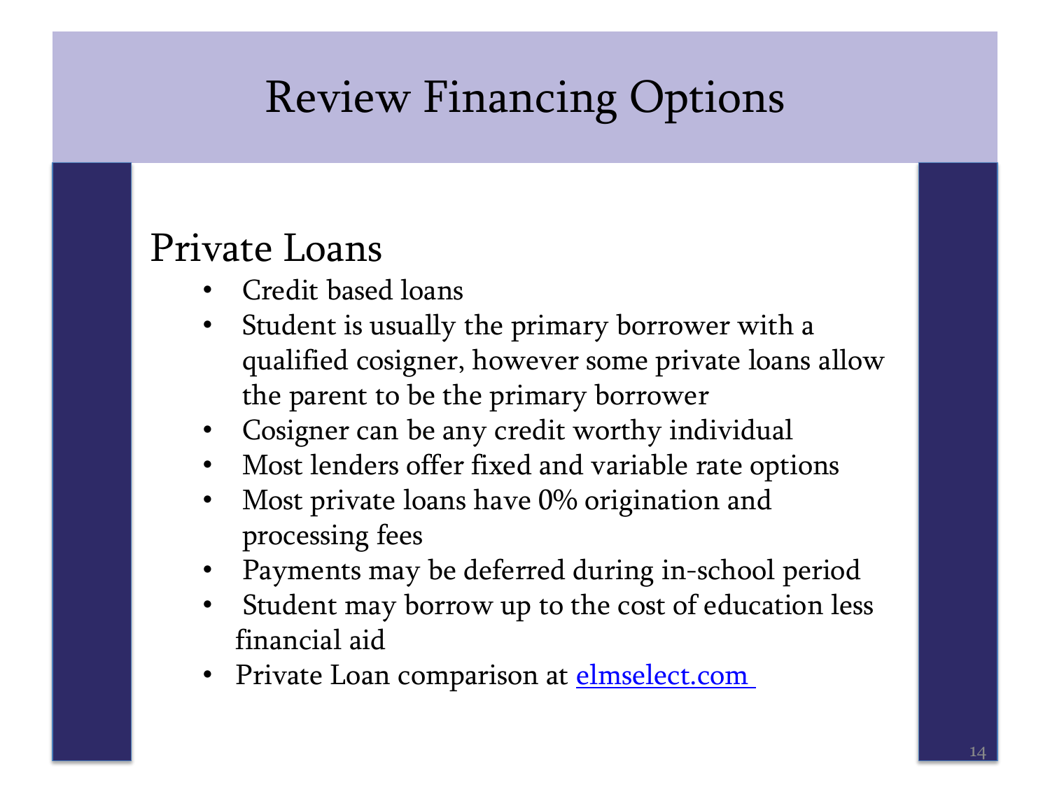# Review Financing Options

## Private Loans

- Credit based loans
- Student is usually the primary borrower with a qualified cosigner, however some private loans allow the parent to be the primary borrower
- Cosigner can be any credit worthy individual
- Most lenders offer fixed and variable rate options
- Most private loans have 0% origination and processing fees
- Payments may be deferred during in-school period
- Student may borrow up to the cost of education less financial aid
- Private Loan comparison at elmselect.com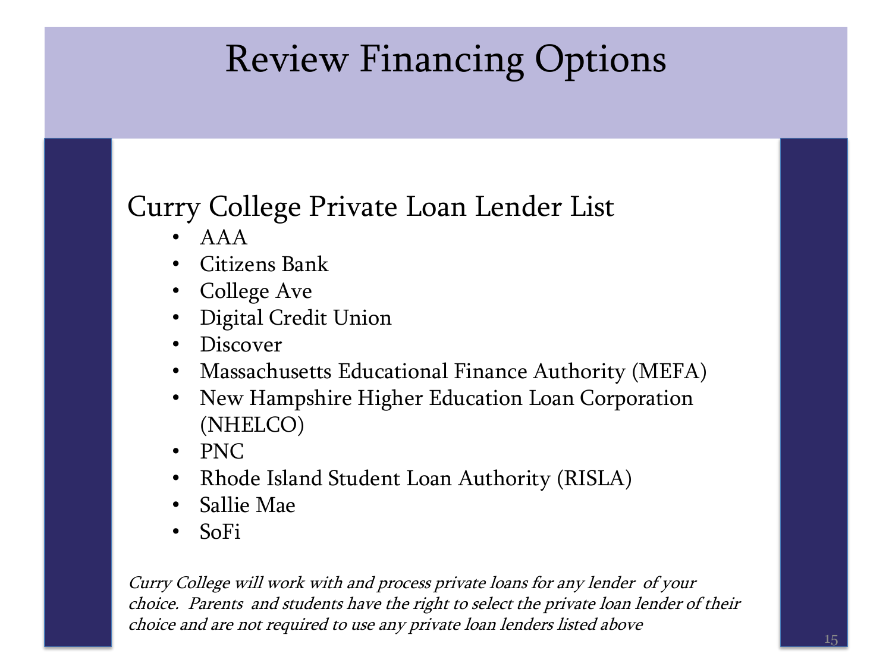# Review Financing Options

## Curry College Private Loan Lender List

- AAA
- Citizens Bank
- College Ave
- Digital Credit Union
- Discover
- Massachusetts Educational Finance Authority (MEFA)
- New Hampshire Higher Education Loan Corporation (NHELCO)
- PNC
- Rhode Island Student Loan Authority (RISLA)
- Sallie Mae
- SoFi

*Curry College will work with and process private loans for any lender of your choice. Parents and students have the right to select the private loan lender of their choice and are not required to use any private loan lenders listed above*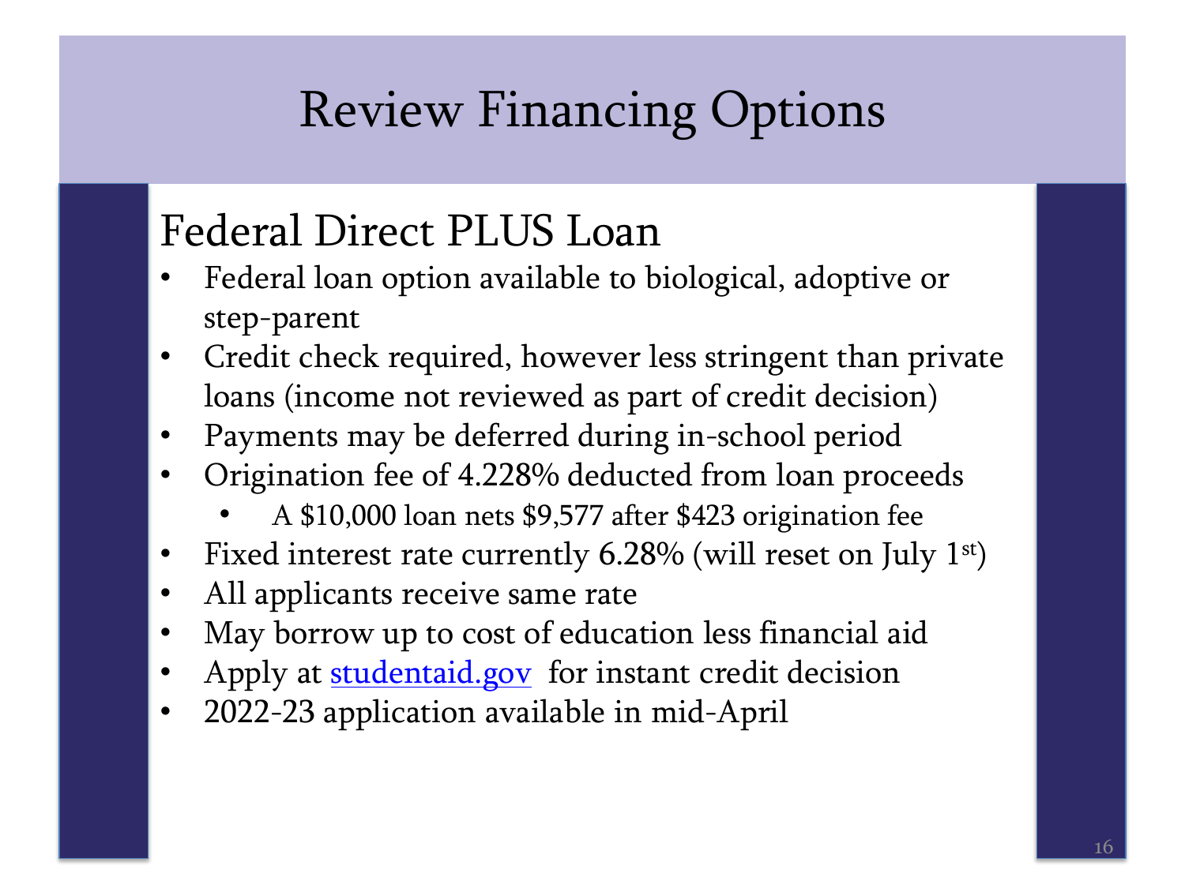# Review Financing Options

## Federal Direct PLUS Loan

- Federal loan option available to biological, adoptive or step-parent
- Credit check required, however less stringent than private loans (income not reviewed as part of credit decision)
- Payments may be deferred during in-school period
- Origination fee of 4.228% deducted from loan proceeds
  - A $10,000 loan nets $9,577 after $423 origination fee
- Fixed interest rate currently 6.28% (will reset on July 1st)
- All applicants receive same rate
- May borrow up to cost of education less financial aid
- Apply at [studentaid.gov](https://studentaid.gov) for instant credit decision
- 2022-23 application available in mid-April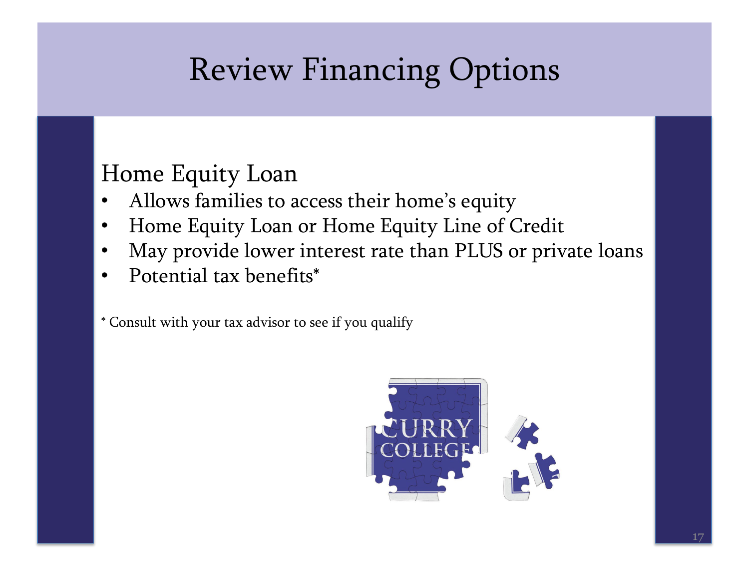# Review Financing Options

## Home Equity Loan

- Allows families to access their home's equity
- Home Equity Loan or Home Equity Line of Credit
- May provide lower interest rate than PLUS or private loans
- Potential tax benefits*

* Consult with your tax advisor to see if you qualify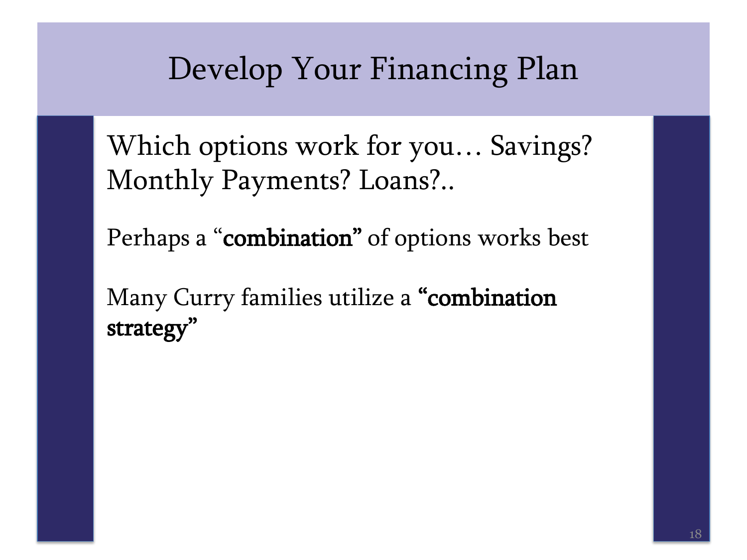# Develop Your Financing Plan

Which options work for you… Savings? Monthly Payments? Loans?..

Perhaps a "**combination**" of options works best

Many Curry families utilize a **"combination strategy"**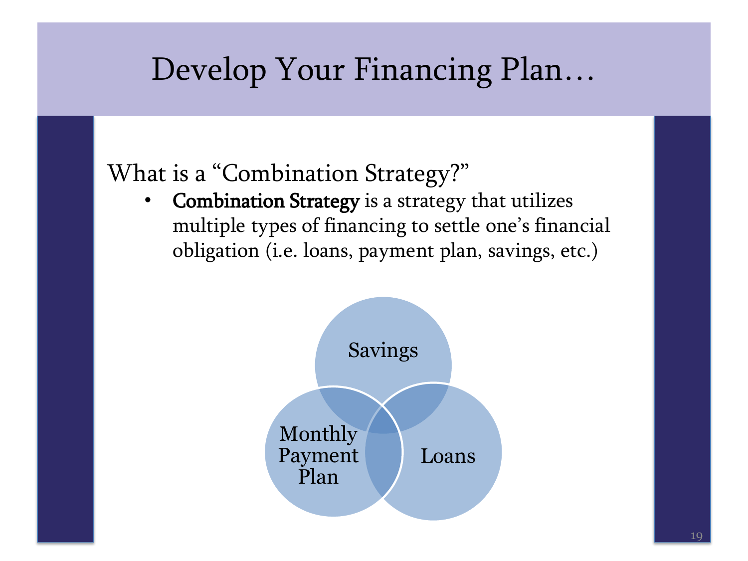# Develop Your Financing Plan…

What is a "Combination Strategy?"

- **Combination Strategy** is a strategy that utilizes multiple types of financing to settle one's financial obligation (i.e. loans, payment plan, savings, etc.)

Savings

Monthly Payment Plan

Loans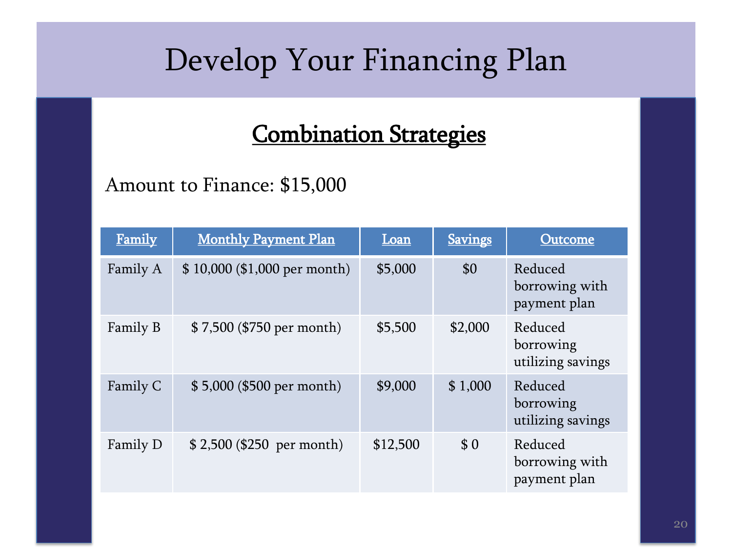# Develop Your Financing Plan

## Combination Strategies

Amount to Finance: $15,000

| Family | Monthly Payment Plan | Loan | Savings | Outcome |
| --- | --- | --- | --- | --- |
| Family A | $ 10,000 ($1,000 per month) | $5,000 | $0 | Reduced borrowing with payment plan |
| Family B | $ 7,500 ($750 per month) | $5,500 | $2,000 | Reduced borrowing utilizing savings |
| Family C | $ 5,000 ($500 per month) | $9,000 | $ 1,000 | Reduced borrowing utilizing savings |
| Family D | $ 2,500 ($250 per month) | $12,500 | $ 0 | Reduced borrowing with payment plan |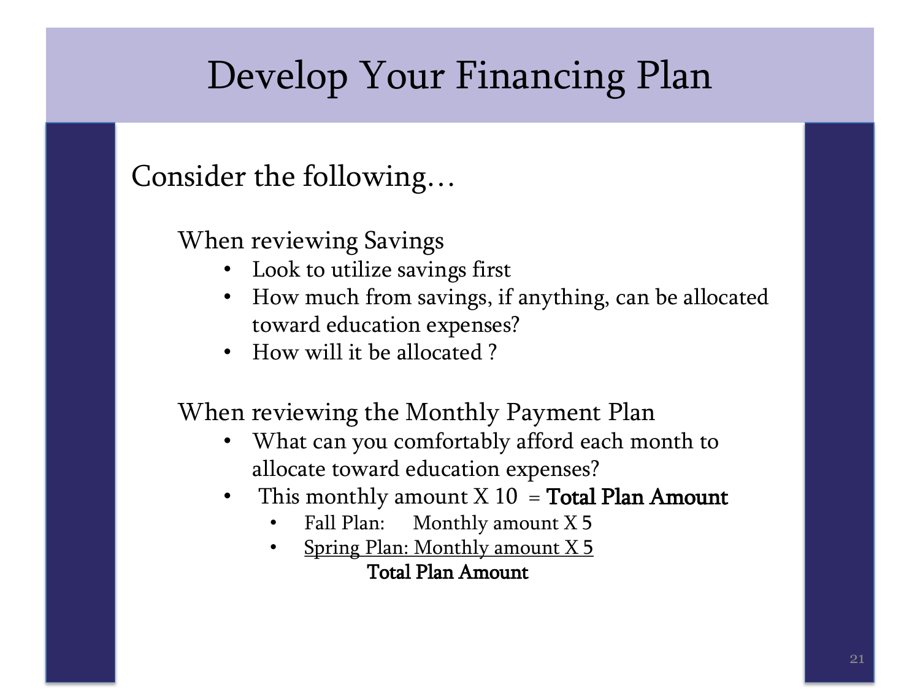# Develop Your Financing Plan

Consider the following…

When reviewing Savings

- Look to utilize savings first
- How much from savings, if anything, can be allocated toward education expenses?
- How will it be allocated ?

When reviewing the Monthly Payment Plan

- What can you comfortably afford each month to allocate toward education expenses?
- This monthly amount X 10 = **Total Plan Amount**
  - Fall Plan: Monthly amount X 5
  - Spring Plan: Monthly amount X 5

  **Total Plan Amount**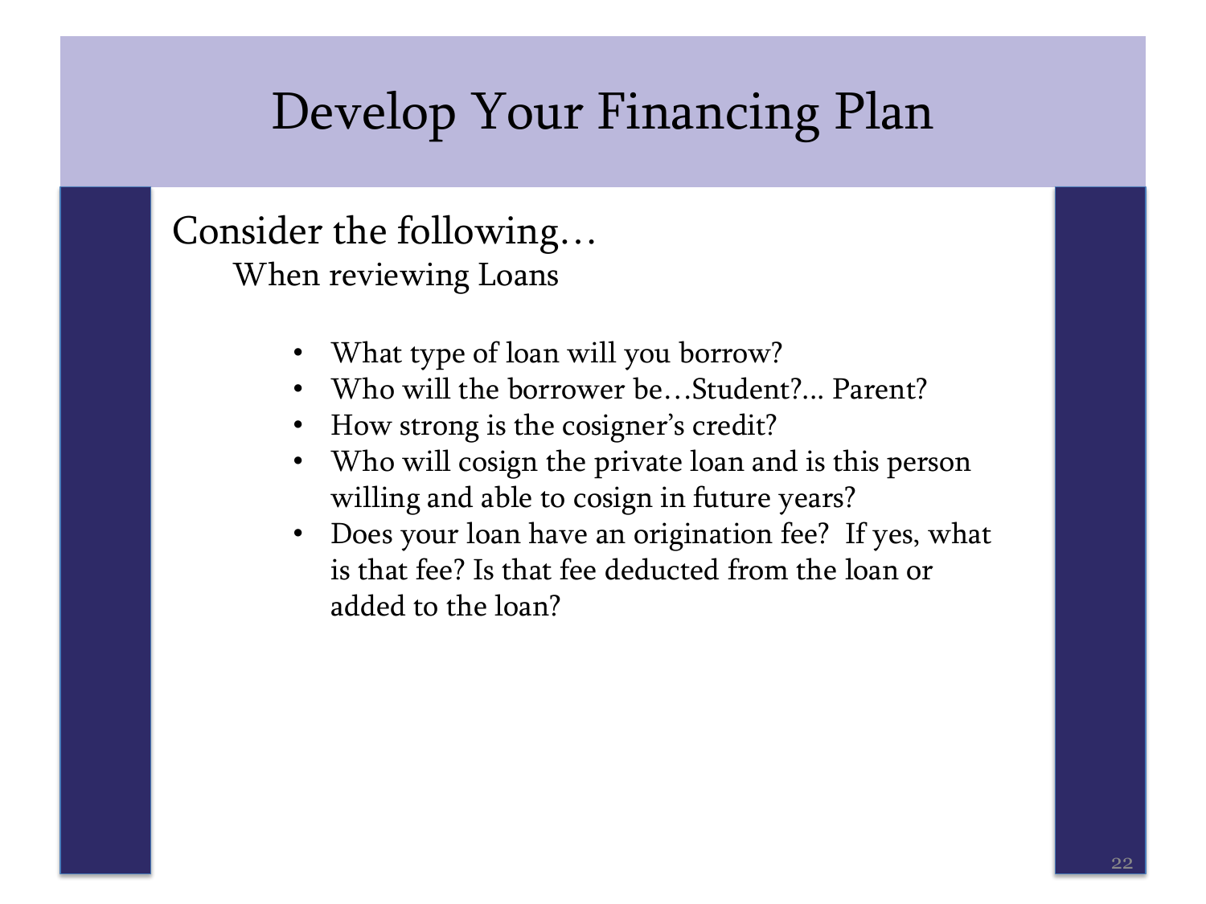# Develop Your Financing Plan

Consider the following…

When reviewing Loans

- What type of loan will you borrow?
- Who will the borrower be…Student?... Parent?
- How strong is the cosigner's credit?
- Who will cosign the private loan and is this person willing and able to cosign in future years?
- Does your loan have an origination fee? If yes, what is that fee? Is that fee deducted from the loan or added to the loan?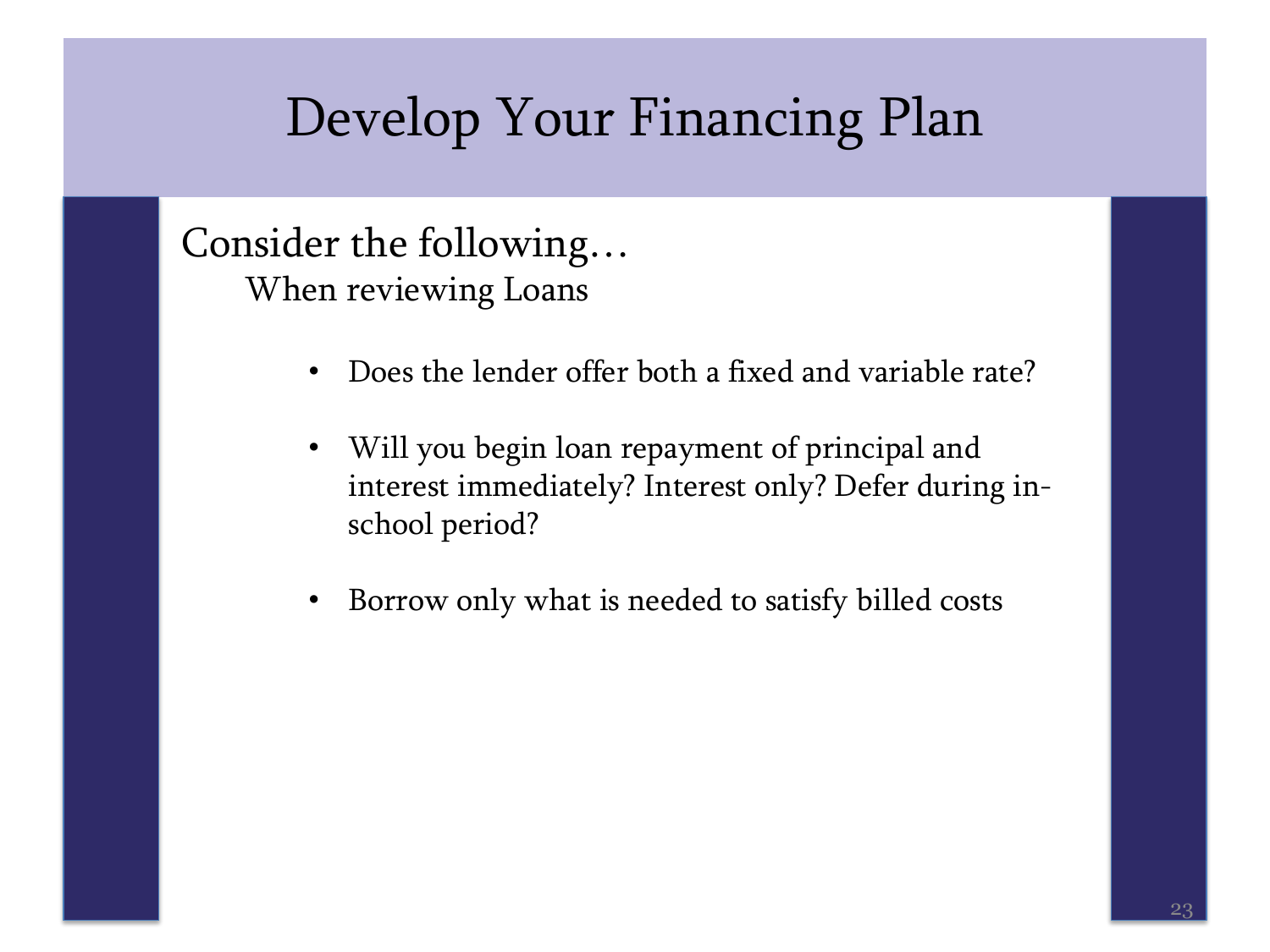# Develop Your Financing Plan

Consider the following…

When reviewing Loans

- Does the lender offer both a fixed and variable rate?
- Will you begin loan repayment of principal and interest immediately? Interest only? Defer during in-school period?
- Borrow only what is needed to satisfy billed costs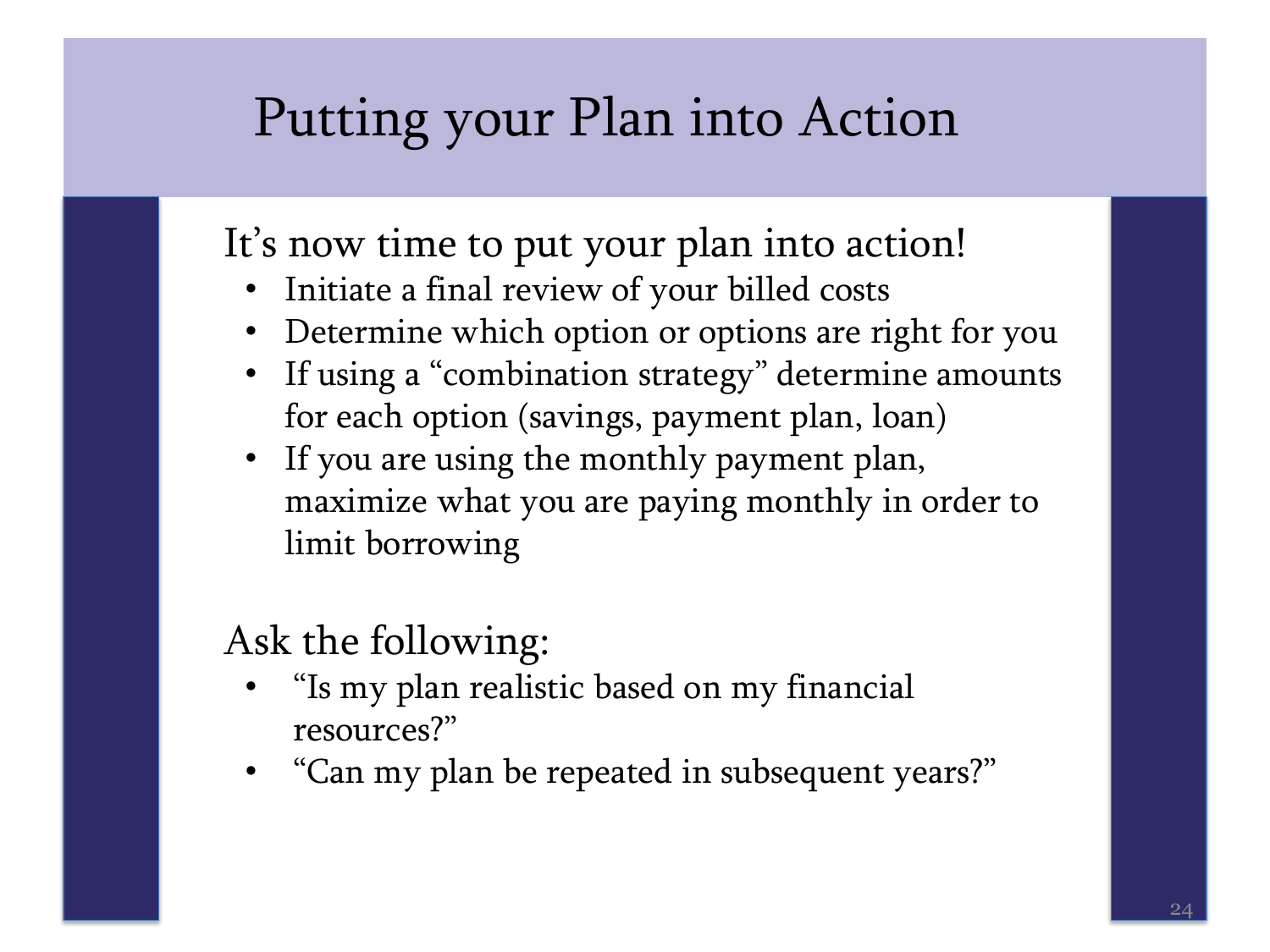# Putting your Plan into Action

It's now time to put your plan into action!

- Initiate a final review of your billed costs
- Determine which option or options are right for you
- If using a "combination strategy" determine amounts for each option (savings, payment plan, loan)
- If you are using the monthly payment plan, maximize what you are paying monthly in order to limit borrowing

Ask the following:

- "Is my plan realistic based on my financial resources?"
- "Can my plan be repeated in subsequent years?"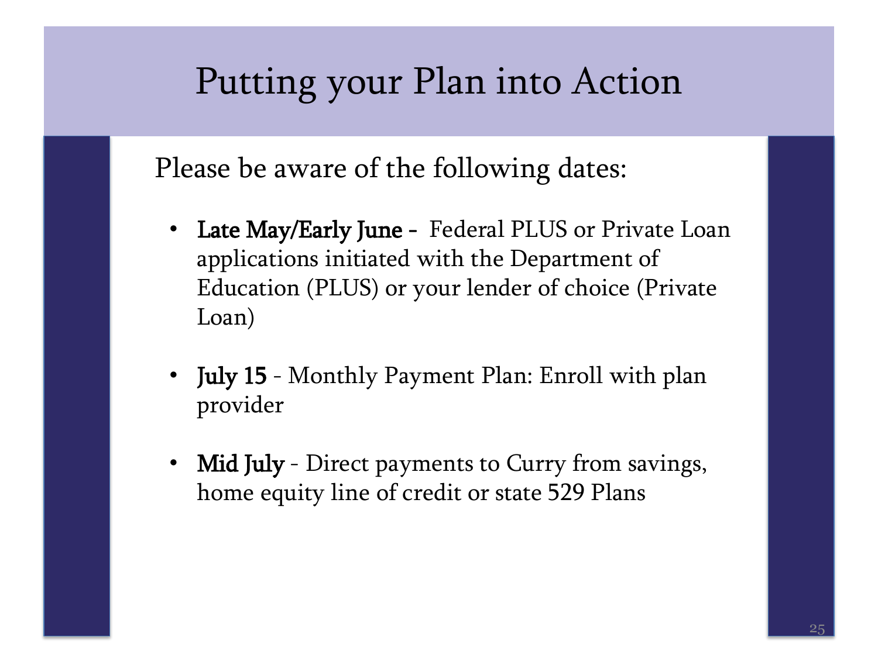# Putting your Plan into Action

Please be aware of the following dates:

- **Late May/Early June** - Federal PLUS or Private Loan applications initiated with the Department of Education (PLUS) or your lender of choice (Private Loan)
- **July 15** - Monthly Payment Plan: Enroll with plan provider
- **Mid July** - Direct payments to Curry from savings, home equity line of credit or state 529 Plans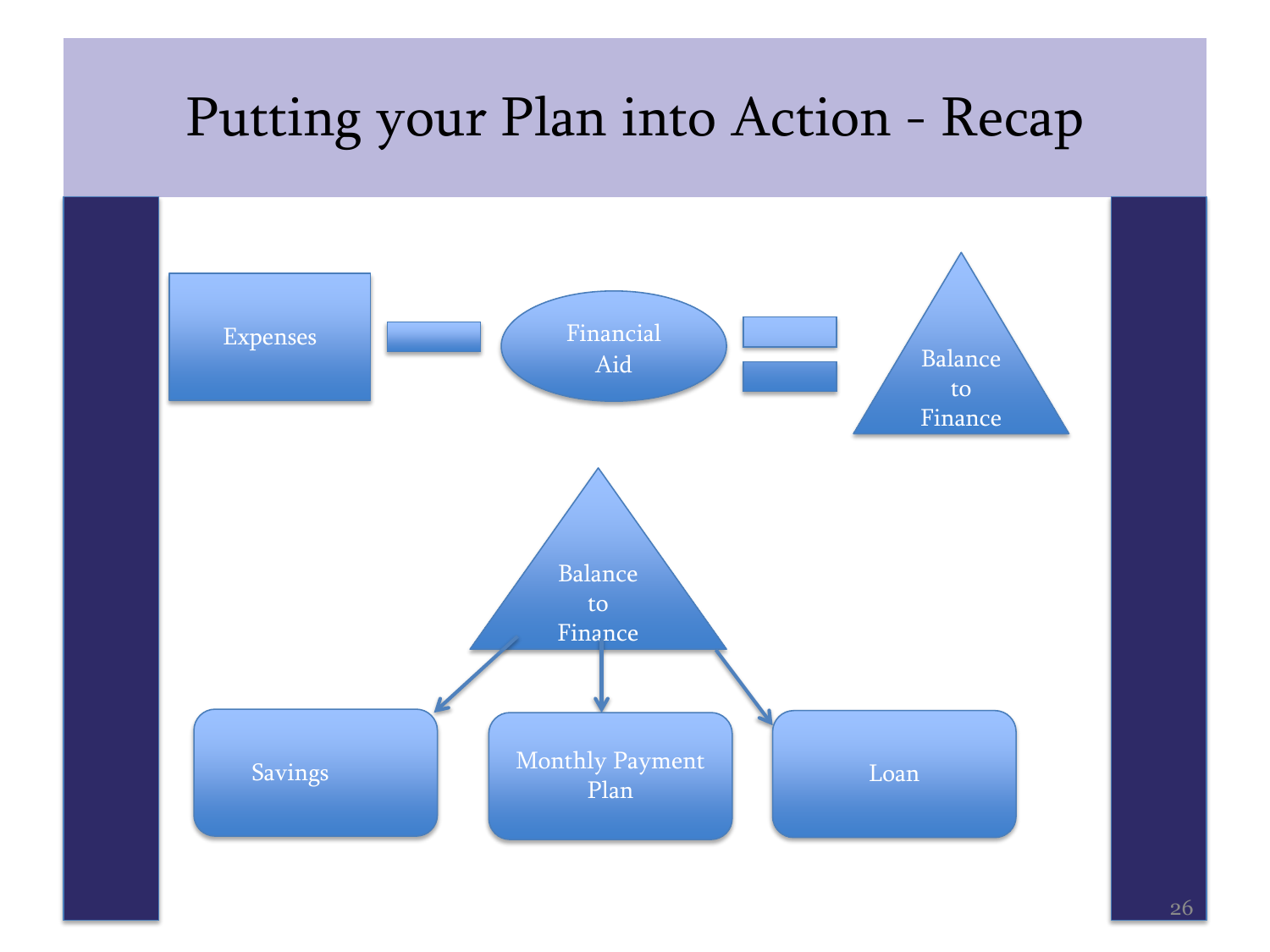# Putting your Plan into Action - Recap

Expenses − Financial Aid = Balance to Finance

Balance to Finance

- Savings
- Monthly Payment Plan
- Loan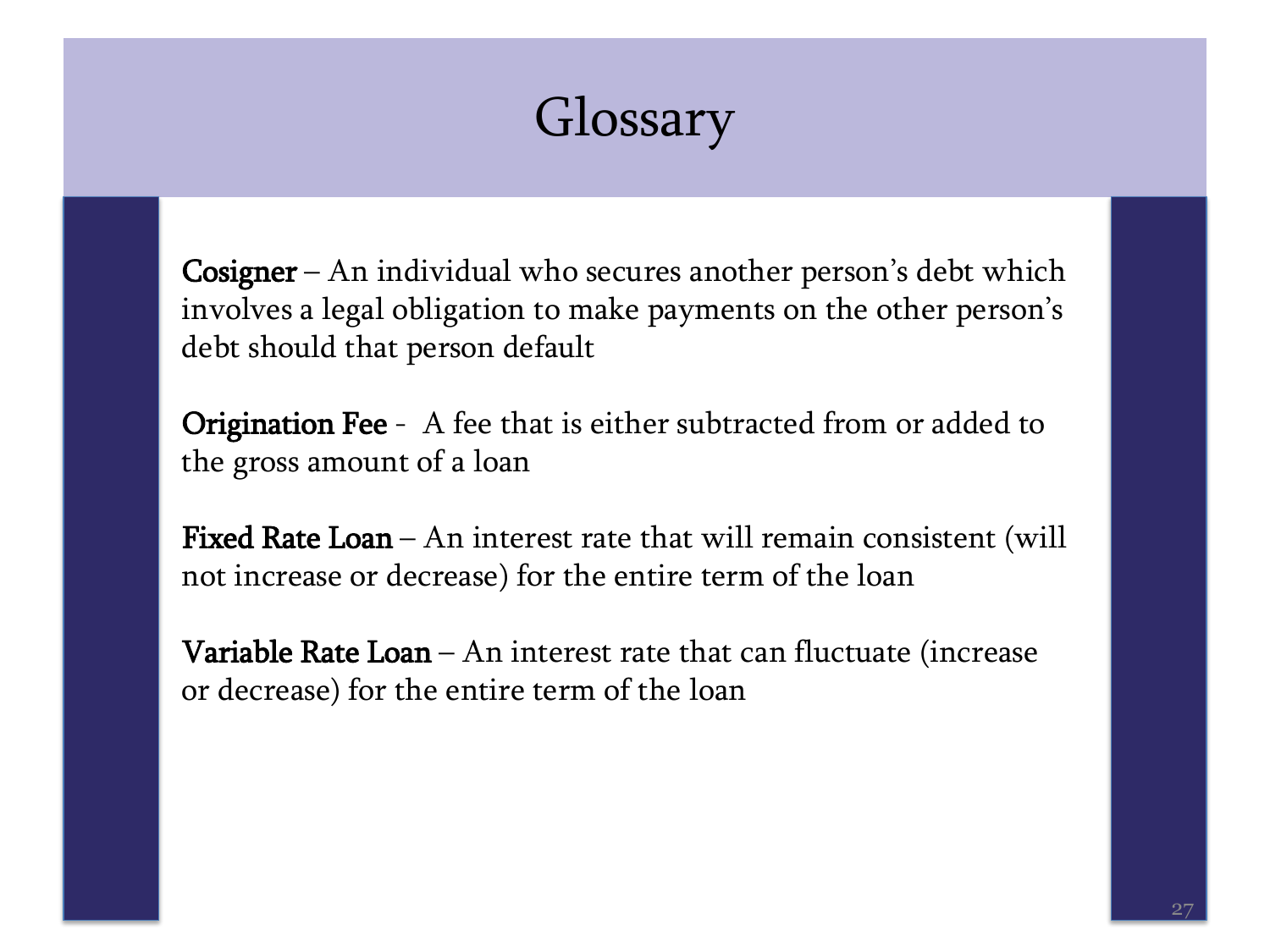# Glossary

**Cosigner** – An individual who secures another person's debt which involves a legal obligation to make payments on the other person's debt should that person default

**Origination Fee** - A fee that is either subtracted from or added to the gross amount of a loan

**Fixed Rate Loan** – An interest rate that will remain consistent (will not increase or decrease) for the entire term of the loan

**Variable Rate Loan** – An interest rate that can fluctuate (increase or decrease) for the entire term of the loan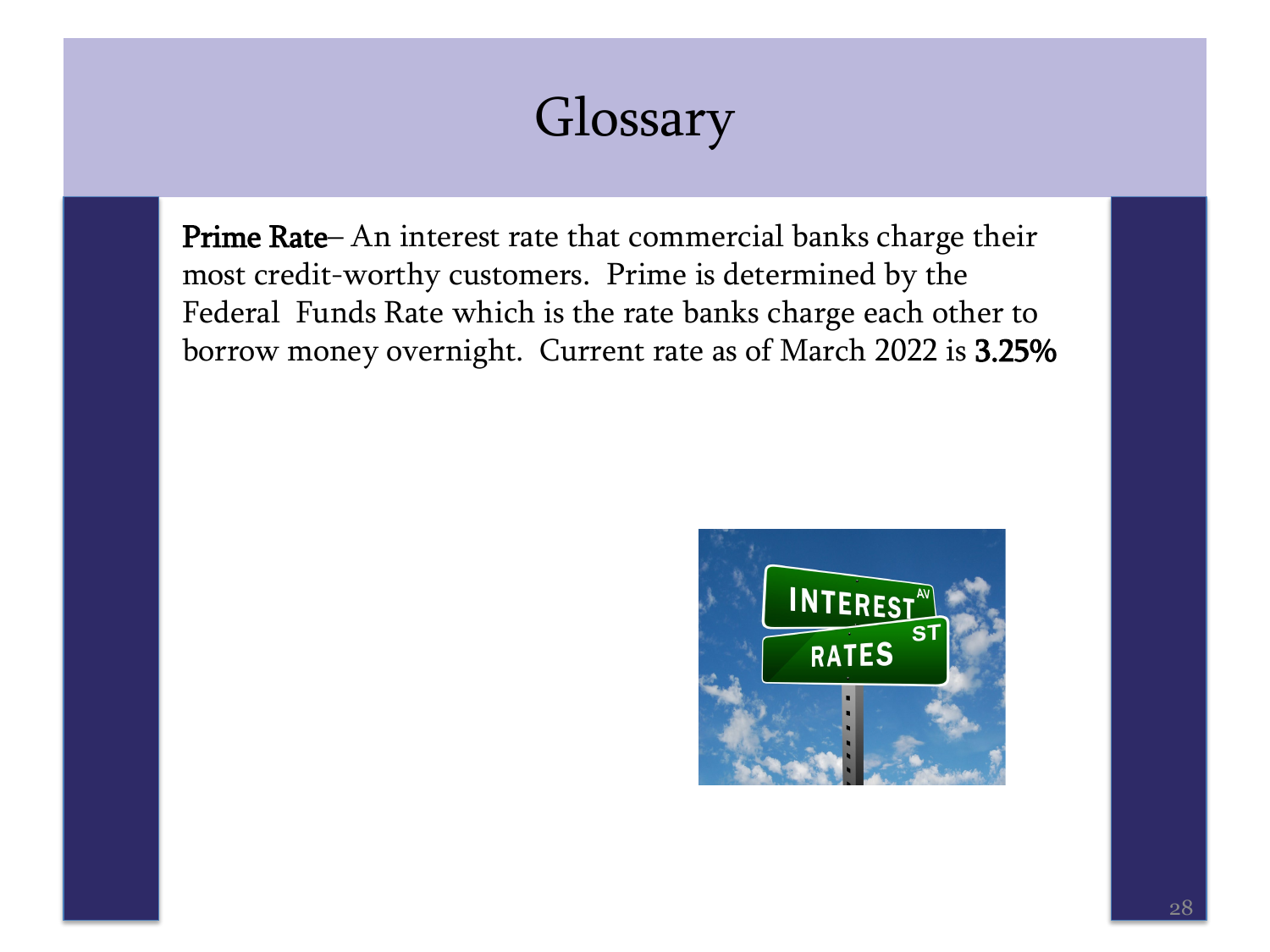# Glossary

**Prime Rate**– An interest rate that commercial banks charge their most credit-worthy customers. Prime is determined by the Federal Funds Rate which is the rate banks charge each other to borrow money overnight. Current rate as of March 2022 is **3.25%**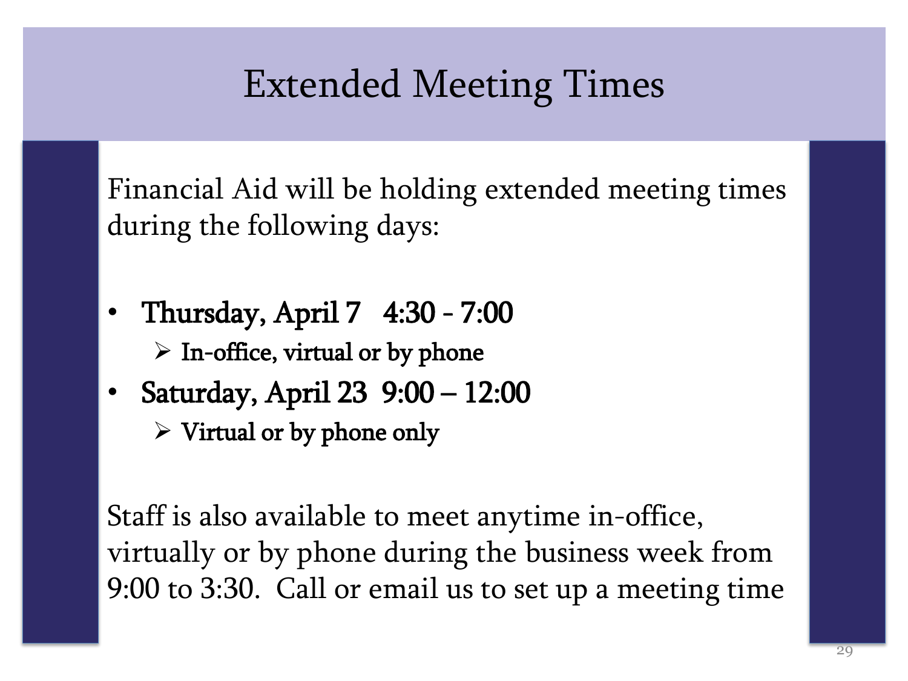# Extended Meeting Times

Financial Aid will be holding extended meeting times during the following days:

- **Thursday, April 7   4:30 - 7:00**
  - **In-office, virtual or by phone**
- **Saturday, April 23  9:00 – 12:00**
  - **Virtual or by phone only**

Staff is also available to meet anytime in-office, virtually or by phone during the business week from 9:00 to 3:30.  Call or email us to set up a meeting time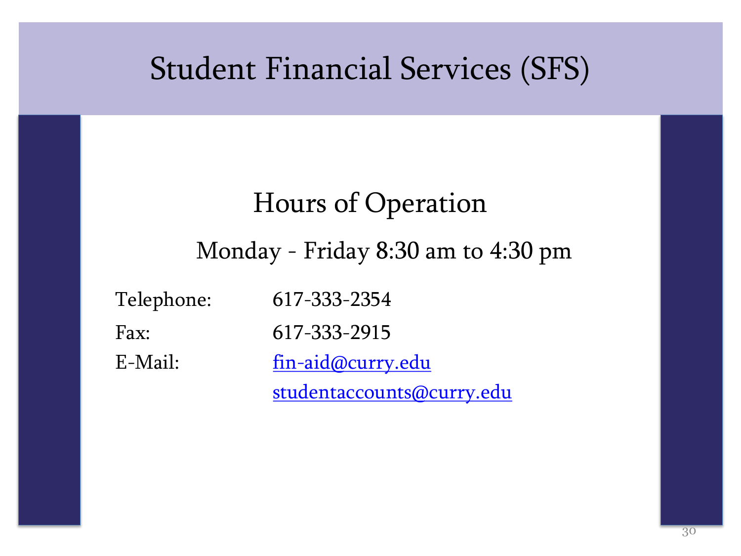# Student Financial Services (SFS)

## Hours of Operation

Monday - Friday 8:30 am to 4:30 pm

| | |
|---|---|
| Telephone: | 617-333-2354 |
| Fax: | 617-333-2915 |
| E-Mail: | fin-aid@curry.edu |
| | studentaccounts@curry.edu |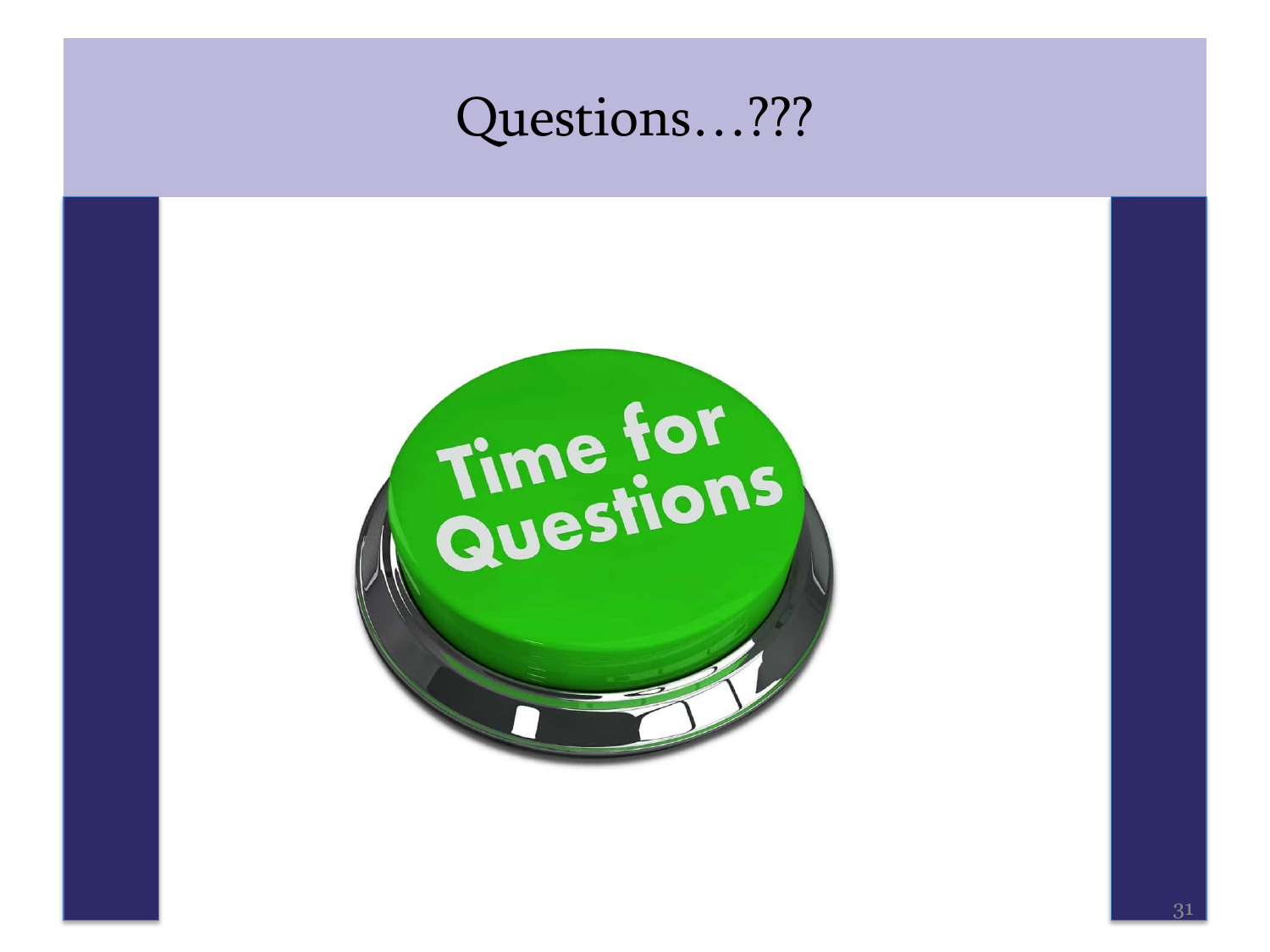# Questions…???

Time for Questions